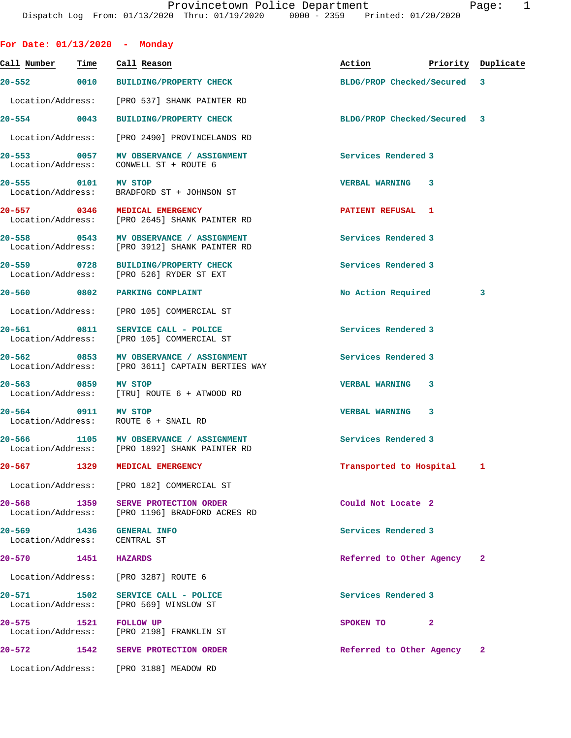Provincetown Police Department
Dispatch Log From: 01/13/2020 Thru: 01/19/2020 0000 - 2359 Printed: 01/20/2020

## For Date: 01/13/2020 - Monday

| Call Number | Time | Call Reason | Action | Priority | Duplicate |
|---|---|---|---|---|---|
| 20-552 | 0010 | BUILDING/PROPERTY CHECK | BLDG/PROP Checked/Secured | 3 | |
| | | Location/Address: [PRO 537] SHANK PAINTER RD | | | |
| 20-554 | 0043 | BUILDING/PROPERTY CHECK | BLDG/PROP Checked/Secured | 3 | |
| | | Location/Address: [PRO 2490] PROVINCELANDS RD | | | |
| 20-553 | 0057 | MV OBSERVANCE / ASSIGNMENT | Services Rendered | 3 | |
| | | Location/Address: CONWELL ST + ROUTE 6 | | | |
| 20-555 | 0101 | MV STOP | VERBAL WARNING | 3 | |
| | | Location/Address: BRADFORD ST + JOHNSON ST | | | |
| 20-557 | 0346 | MEDICAL EMERGENCY | PATIENT REFUSAL | 1 | |
| | | Location/Address: [PRO 2645] SHANK PAINTER RD | | | |
| 20-558 | 0543 | MV OBSERVANCE / ASSIGNMENT | Services Rendered | 3 | |
| | | Location/Address: [PRO 3912] SHANK PAINTER RD | | | |
| 20-559 | 0728 | BUILDING/PROPERTY CHECK | Services Rendered | 3 | |
| | | Location/Address: [PRO 526] RYDER ST EXT | | | |
| 20-560 | 0802 | PARKING COMPLAINT | No Action Required | 3 | |
| | | Location/Address: [PRO 105] COMMERCIAL ST | | | |
| 20-561 | 0811 | SERVICE CALL - POLICE | Services Rendered | 3 | |
| | | Location/Address: [PRO 105] COMMERCIAL ST | | | |
| 20-562 | 0853 | MV OBSERVANCE / ASSIGNMENT | Services Rendered | 3 | |
| | | Location/Address: [PRO 3611] CAPTAIN BERTIES WAY | | | |
| 20-563 | 0859 | MV STOP | VERBAL WARNING | 3 | |
| | | Location/Address: [TRU] ROUTE 6 + ATWOOD RD | | | |
| 20-564 | 0911 | MV STOP | VERBAL WARNING | 3 | |
| | | Location/Address: ROUTE 6 + SNAIL RD | | | |
| 20-566 | 1105 | MV OBSERVANCE / ASSIGNMENT | Services Rendered | 3 | |
| | | Location/Address: [PRO 1892] SHANK PAINTER RD | | | |
| 20-567 | 1329 | MEDICAL EMERGENCY | Transported to Hospital | 1 | |
| | | Location/Address: [PRO 182] COMMERCIAL ST | | | |
| 20-568 | 1359 | SERVE PROTECTION ORDER | Could Not Locate | 2 | |
| | | Location/Address: [PRO 1196] BRADFORD ACRES RD | | | |
| 20-569 | 1436 | GENERAL INFO | Services Rendered | 3 | |
| | | Location/Address: CENTRAL ST | | | |
| 20-570 | 1451 | HAZARDS | Referred to Other Agency | 2 | |
| | | Location/Address: [PRO 3287] ROUTE 6 | | | |
| 20-571 | 1502 | SERVICE CALL - POLICE | Services Rendered | 3 | |
| | | Location/Address: [PRO 569] WINSLOW ST | | | |
| 20-575 | 1521 | FOLLOW UP | SPOKEN TO | 2 | |
| | | Location/Address: [PRO 2198] FRANKLIN ST | | | |
| 20-572 | 1542 | SERVE PROTECTION ORDER | Referred to Other Agency | 2 | |
| | | Location/Address: [PRO 3188] MEADOW RD | | | |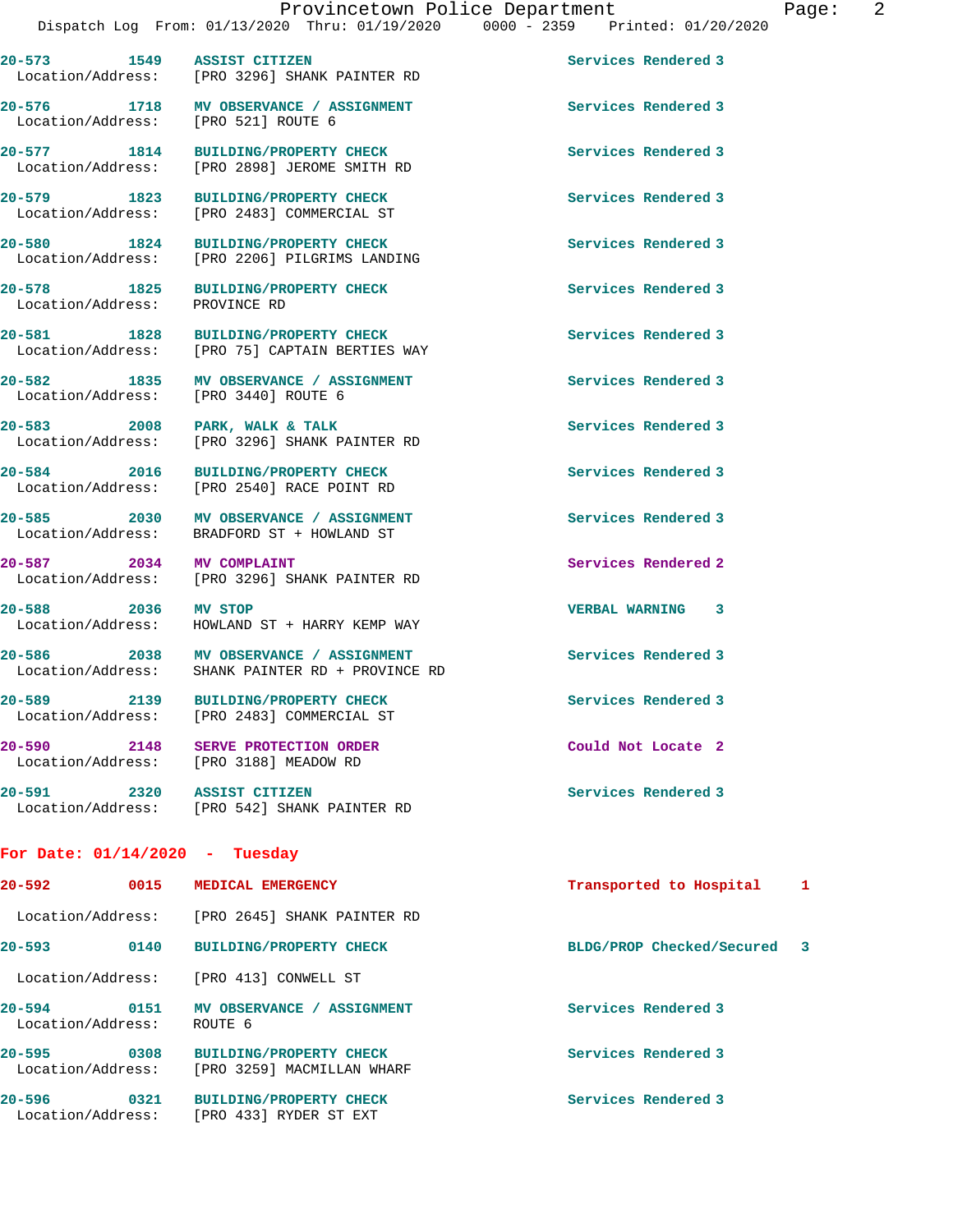| Call # | Time | Call Type | Disposition | Priority |
|---|---|---|---|---|
| 20-573 | 1549 | ASSIST CITIZEN | Services Rendered | 3 |
| Location/Address: | | [PRO 3296] SHANK PAINTER RD | | |
| 20-576 | 1718 | MV OBSERVANCE / ASSIGNMENT | Services Rendered | 3 |
| Location/Address: | | [PRO 521] ROUTE 6 | | |
| 20-577 | 1814 | BUILDING/PROPERTY CHECK | Services Rendered | 3 |
| Location/Address: | | [PRO 2898] JEROME SMITH RD | | |
| 20-579 | 1823 | BUILDING/PROPERTY CHECK | Services Rendered | 3 |
| Location/Address: | | [PRO 2483] COMMERCIAL ST | | |
| 20-580 | 1824 | BUILDING/PROPERTY CHECK | Services Rendered | 3 |
| Location/Address: | | [PRO 2206] PILGRIMS LANDING | | |
| 20-578 | 1825 | BUILDING/PROPERTY CHECK | Services Rendered | 3 |
| Location/Address: | | PROVINCE RD | | |
| 20-581 | 1828 | BUILDING/PROPERTY CHECK | Services Rendered | 3 |
| Location/Address: | | [PRO 75] CAPTAIN BERTIES WAY | | |
| 20-582 | 1835 | MV OBSERVANCE / ASSIGNMENT | Services Rendered | 3 |
| Location/Address: | | [PRO 3440] ROUTE 6 | | |
| 20-583 | 2008 | PARK, WALK & TALK | Services Rendered | 3 |
| Location/Address: | | [PRO 3296] SHANK PAINTER RD | | |
| 20-584 | 2016 | BUILDING/PROPERTY CHECK | Services Rendered | 3 |
| Location/Address: | | [PRO 2540] RACE POINT RD | | |
| 20-585 | 2030 | MV OBSERVANCE / ASSIGNMENT | Services Rendered | 3 |
| Location/Address: | | BRADFORD ST + HOWLAND ST | | |
| 20-587 | 2034 | MV COMPLAINT | Services Rendered | 2 |
| Location/Address: | | [PRO 3296] SHANK PAINTER RD | | |
| 20-588 | 2036 | MV STOP | VERBAL WARNING | 3 |
| Location/Address: | | HOWLAND ST + HARRY KEMP WAY | | |
| 20-586 | 2038 | MV OBSERVANCE / ASSIGNMENT | Services Rendered | 3 |
| Location/Address: | | SHANK PAINTER RD + PROVINCE RD | | |
| 20-589 | 2139 | BUILDING/PROPERTY CHECK | Services Rendered | 3 |
| Location/Address: | | [PRO 2483] COMMERCIAL ST | | |
| 20-590 | 2148 | SERVE PROTECTION ORDER | Could Not Locate | 2 |
| Location/Address: | | [PRO 3188] MEADOW RD | | |
| 20-591 | 2320 | ASSIST CITIZEN | Services Rendered | 3 |
| Location/Address: | | [PRO 542] SHANK PAINTER RD | | |

## For Date: 01/14/2020 - Tuesday

| Call # | Time | Call Type | Disposition | Priority |
|---|---|---|---|---|
| 20-592 | 0015 | MEDICAL EMERGENCY | Transported to Hospital | 1 |
| Location/Address: | | [PRO 2645] SHANK PAINTER RD | | |
| 20-593 | 0140 | BUILDING/PROPERTY CHECK | BLDG/PROP Checked/Secured | 3 |
| Location/Address: | | [PRO 413] CONWELL ST | | |
| 20-594 | 0151 | MV OBSERVANCE / ASSIGNMENT | Services Rendered | 3 |
| Location/Address: | | ROUTE 6 | | |
| 20-595 | 0308 | BUILDING/PROPERTY CHECK | Services Rendered | 3 |
| Location/Address: | | [PRO 3259] MACMILLAN WHARF | | |
| 20-596 | 0321 | BUILDING/PROPERTY CHECK | Services Rendered | 3 |
| Location/Address: | | [PRO 433] RYDER ST EXT | | |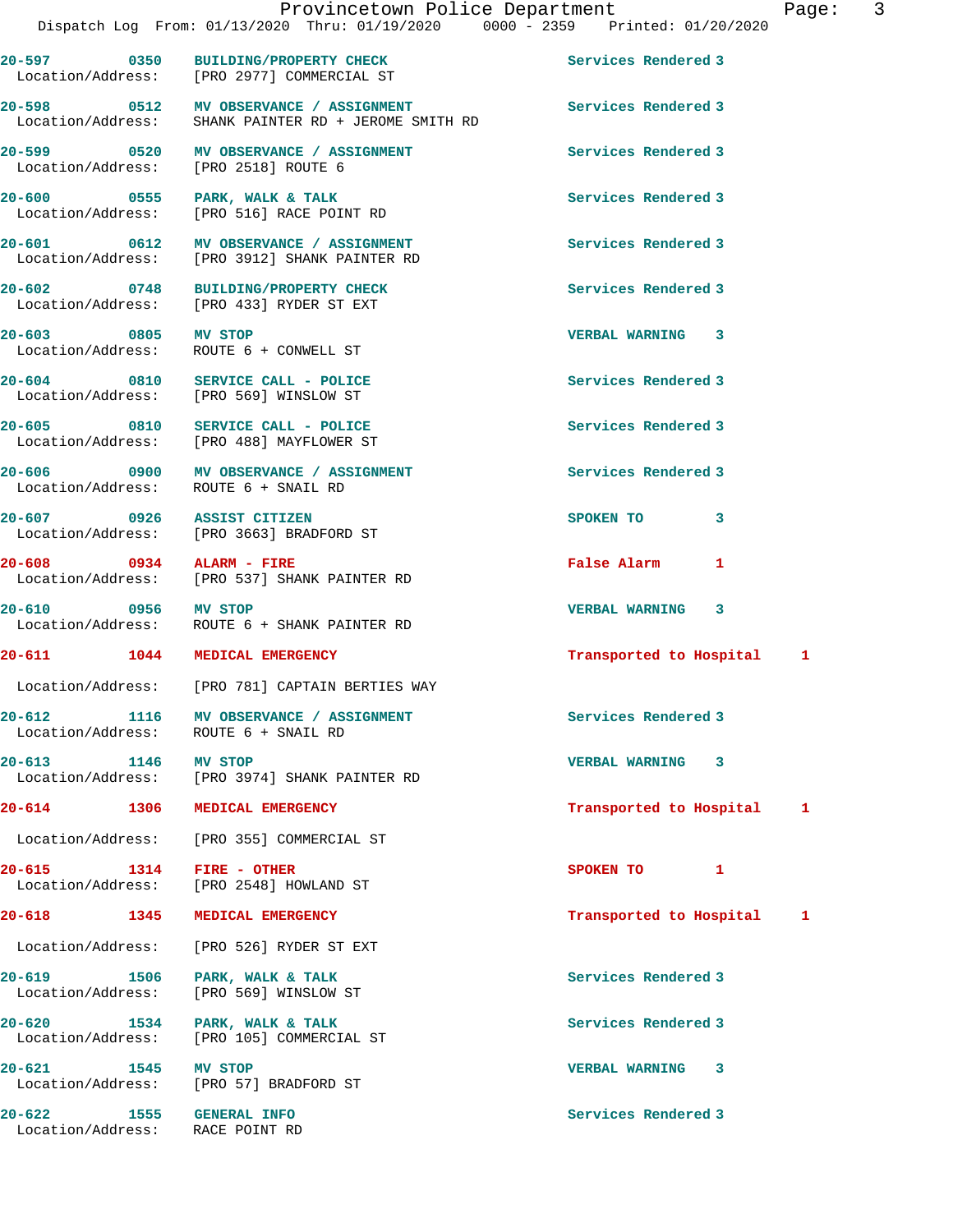Dispatch Log From: 01/13/2020 Thru: 01/19/2020 0000 - 2359 Printed: 01/20/2020

| Call # | Time | Call Reason | Action | Priority |
|---|---|---|---|---|
| 20-597 | 0350 | BUILDING/PROPERTY CHECK | Services Rendered | 3 |
| Location/Address: | | [PRO 2977] COMMERCIAL ST | | |
| 20-598 | 0512 | MV OBSERVANCE / ASSIGNMENT | Services Rendered | 3 |
| Location/Address: | | SHANK PAINTER RD + JEROME SMITH RD | | |
| 20-599 | 0520 | MV OBSERVANCE / ASSIGNMENT | Services Rendered | 3 |
| Location/Address: | | [PRO 2518] ROUTE 6 | | |
| 20-600 | 0555 | PARK, WALK & TALK | Services Rendered | 3 |
| Location/Address: | | [PRO 516] RACE POINT RD | | |
| 20-601 | 0612 | MV OBSERVANCE / ASSIGNMENT | Services Rendered | 3 |
| Location/Address: | | [PRO 3912] SHANK PAINTER RD | | |
| 20-602 | 0748 | BUILDING/PROPERTY CHECK | Services Rendered | 3 |
| Location/Address: | | [PRO 433] RYDER ST EXT | | |
| 20-603 | 0805 | MV STOP | VERBAL WARNING | 3 |
| Location/Address: | | ROUTE 6 + CONWELL ST | | |
| 20-604 | 0810 | SERVICE CALL - POLICE | Services Rendered | 3 |
| Location/Address: | | [PRO 569] WINSLOW ST | | |
| 20-605 | 0810 | SERVICE CALL - POLICE | Services Rendered | 3 |
| Location/Address: | | [PRO 488] MAYFLOWER ST | | |
| 20-606 | 0900 | MV OBSERVANCE / ASSIGNMENT | Services Rendered | 3 |
| Location/Address: | | ROUTE 6 + SNAIL RD | | |
| 20-607 | 0926 | ASSIST CITIZEN | SPOKEN TO | 3 |
| Location/Address: | | [PRO 3663] BRADFORD ST | | |
| 20-608 | 0934 | ALARM - FIRE | False Alarm | 1 |
| Location/Address: | | [PRO 537] SHANK PAINTER RD | | |
| 20-610 | 0956 | MV STOP | VERBAL WARNING | 3 |
| Location/Address: | | ROUTE 6 + SHANK PAINTER RD | | |
| 20-611 | 1044 | MEDICAL EMERGENCY | Transported to Hospital | 1 |
| Location/Address: | | [PRO 781] CAPTAIN BERTIES WAY | | |
| 20-612 | 1116 | MV OBSERVANCE / ASSIGNMENT | Services Rendered | 3 |
| Location/Address: | | ROUTE 6 + SNAIL RD | | |
| 20-613 | 1146 | MV STOP | VERBAL WARNING | 3 |
| Location/Address: | | [PRO 3974] SHANK PAINTER RD | | |
| 20-614 | 1306 | MEDICAL EMERGENCY | Transported to Hospital | 1 |
| Location/Address: | | [PRO 355] COMMERCIAL ST | | |
| 20-615 | 1314 | FIRE - OTHER | SPOKEN TO | 1 |
| Location/Address: | | [PRO 2548] HOWLAND ST | | |
| 20-618 | 1345 | MEDICAL EMERGENCY | Transported to Hospital | 1 |
| Location/Address: | | [PRO 526] RYDER ST EXT | | |
| 20-619 | 1506 | PARK, WALK & TALK | Services Rendered | 3 |
| Location/Address: | | [PRO 569] WINSLOW ST | | |
| 20-620 | 1534 | PARK, WALK & TALK | Services Rendered | 3 |
| Location/Address: | | [PRO 105] COMMERCIAL ST | | |
| 20-621 | 1545 | MV STOP | VERBAL WARNING | 3 |
| Location/Address: | | [PRO 57] BRADFORD ST | | |
| 20-622 | 1555 | GENERAL INFO | Services Rendered | 3 |
| Location/Address: | | RACE POINT RD | | |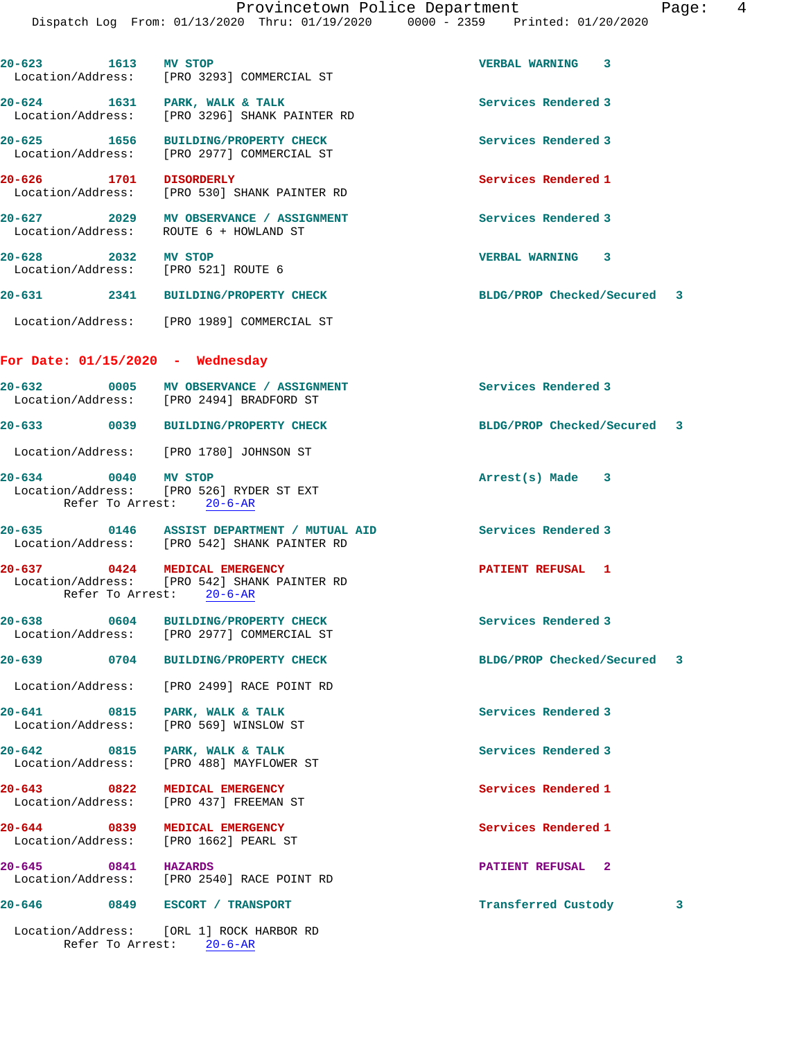20-623 1613 MV STOP VERBAL WARNING 3
Location/Address: [PRO 3293] COMMERCIAL ST

20-624 1631 PARK, WALK & TALK Services Rendered 3
Location/Address: [PRO 3296] SHANK PAINTER RD

20-625 1656 BUILDING/PROPERTY CHECK Services Rendered 3
Location/Address: [PRO 2977] COMMERCIAL ST

20-626 1701 DISORDERLY Services Rendered 1
Location/Address: [PRO 530] SHANK PAINTER RD

20-627 2029 MV OBSERVANCE / ASSIGNMENT Services Rendered 3
Location/Address: ROUTE 6 + HOWLAND ST

20-628 2032 MV STOP VERBAL WARNING 3
Location/Address: [PRO 521] ROUTE 6

20-631 2341 BUILDING/PROPERTY CHECK BLDG/PROP Checked/Secured 3
Location/Address: [PRO 1989] COMMERCIAL ST

## For Date: 01/15/2020 - Wednesday

20-632 0005 MV OBSERVANCE / ASSIGNMENT Services Rendered 3
Location/Address: [PRO 2494] BRADFORD ST

20-633 0039 BUILDING/PROPERTY CHECK BLDG/PROP Checked/Secured 3
Location/Address: [PRO 1780] JOHNSON ST

20-634 0040 MV STOP Arrest(s) Made 3
Location/Address: [PRO 526] RYDER ST EXT
Refer To Arrest: 20-6-AR

20-635 0146 ASSIST DEPARTMENT / MUTUAL AID Services Rendered 3
Location/Address: [PRO 542] SHANK PAINTER RD

20-637 0424 MEDICAL EMERGENCY PATIENT REFUSAL 1
Location/Address: [PRO 542] SHANK PAINTER RD
Refer To Arrest: 20-6-AR

20-638 0604 BUILDING/PROPERTY CHECK Services Rendered 3
Location/Address: [PRO 2977] COMMERCIAL ST

20-639 0704 BUILDING/PROPERTY CHECK BLDG/PROP Checked/Secured 3
Location/Address: [PRO 2499] RACE POINT RD

20-641 0815 PARK, WALK & TALK Services Rendered 3
Location/Address: [PRO 569] WINSLOW ST

20-642 0815 PARK, WALK & TALK Services Rendered 3
Location/Address: [PRO 488] MAYFLOWER ST

20-643 0822 MEDICAL EMERGENCY Services Rendered 1
Location/Address: [PRO 437] FREEMAN ST

20-644 0839 MEDICAL EMERGENCY Services Rendered 1
Location/Address: [PRO 1662] PEARL ST

20-645 0841 HAZARDS PATIENT REFUSAL 2
Location/Address: [PRO 2540] RACE POINT RD

20-646 0849 ESCORT / TRANSPORT Transferred Custody 3
Location/Address: [ORL 1] ROCK HARBOR RD
Refer To Arrest: 20-6-AR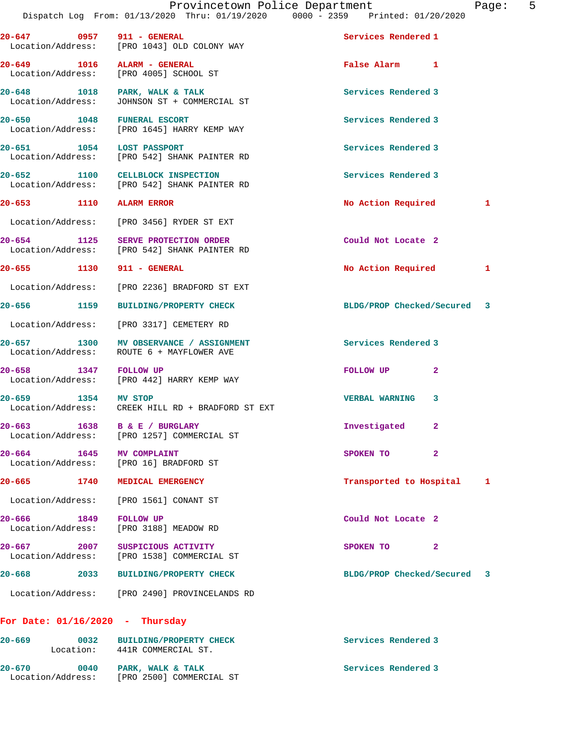20-647 0957 911 - GENERAL Services Rendered 1
Location/Address: [PRO 1043] OLD COLONY WAY

20-649 1016 ALARM - GENERAL False Alarm 1
Location/Address: [PRO 4005] SCHOOL ST

20-648 1018 PARK, WALK & TALK Services Rendered 3
Location/Address: JOHNSON ST + COMMERCIAL ST

20-650 1048 FUNERAL ESCORT Services Rendered 3
Location/Address: [PRO 1645] HARRY KEMP WAY

20-651 1054 LOST PASSPORT Services Rendered 3
Location/Address: [PRO 542] SHANK PAINTER RD

20-652 1100 CELLBLOCK INSPECTION Services Rendered 3
Location/Address: [PRO 542] SHANK PAINTER RD

20-653 1110 ALARM ERROR No Action Required 1
Location/Address: [PRO 3456] RYDER ST EXT

20-654 1125 SERVE PROTECTION ORDER Could Not Locate 2
Location/Address: [PRO 542] SHANK PAINTER RD

20-655 1130 911 - GENERAL No Action Required 1
Location/Address: [PRO 2236] BRADFORD ST EXT

20-656 1159 BUILDING/PROPERTY CHECK BLDG/PROP Checked/Secured 3
Location/Address: [PRO 3317] CEMETERY RD

20-657 1300 MV OBSERVANCE / ASSIGNMENT Services Rendered 3
Location/Address: ROUTE 6 + MAYFLOWER AVE

20-658 1347 FOLLOW UP FOLLOW UP 2
Location/Address: [PRO 442] HARRY KEMP WAY

20-659 1354 MV STOP VERBAL WARNING 3
Location/Address: CREEK HILL RD + BRADFORD ST EXT

20-663 1638 B & E / BURGLARY Investigated 2
Location/Address: [PRO 1257] COMMERCIAL ST

20-664 1645 MV COMPLAINT SPOKEN TO 2
Location/Address: [PRO 16] BRADFORD ST

20-665 1740 MEDICAL EMERGENCY Transported to Hospital 1
Location/Address: [PRO 1561] CONANT ST

20-666 1849 FOLLOW UP Could Not Locate 2
Location/Address: [PRO 3188] MEADOW RD

20-667 2007 SUSPICIOUS ACTIVITY SPOKEN TO 2
Location/Address: [PRO 1538] COMMERCIAL ST

20-668 2033 BUILDING/PROPERTY CHECK BLDG/PROP Checked/Secured 3
Location/Address: [PRO 2490] PROVINCELANDS RD

**For Date: 01/16/2020 - Thursday**

20-669 0032 BUILDING/PROPERTY CHECK Services Rendered 3
Location: 441R COMMERCIAL ST.

20-670 0040 PARK, WALK & TALK Services Rendered 3
Location/Address: [PRO 2500] COMMERCIAL ST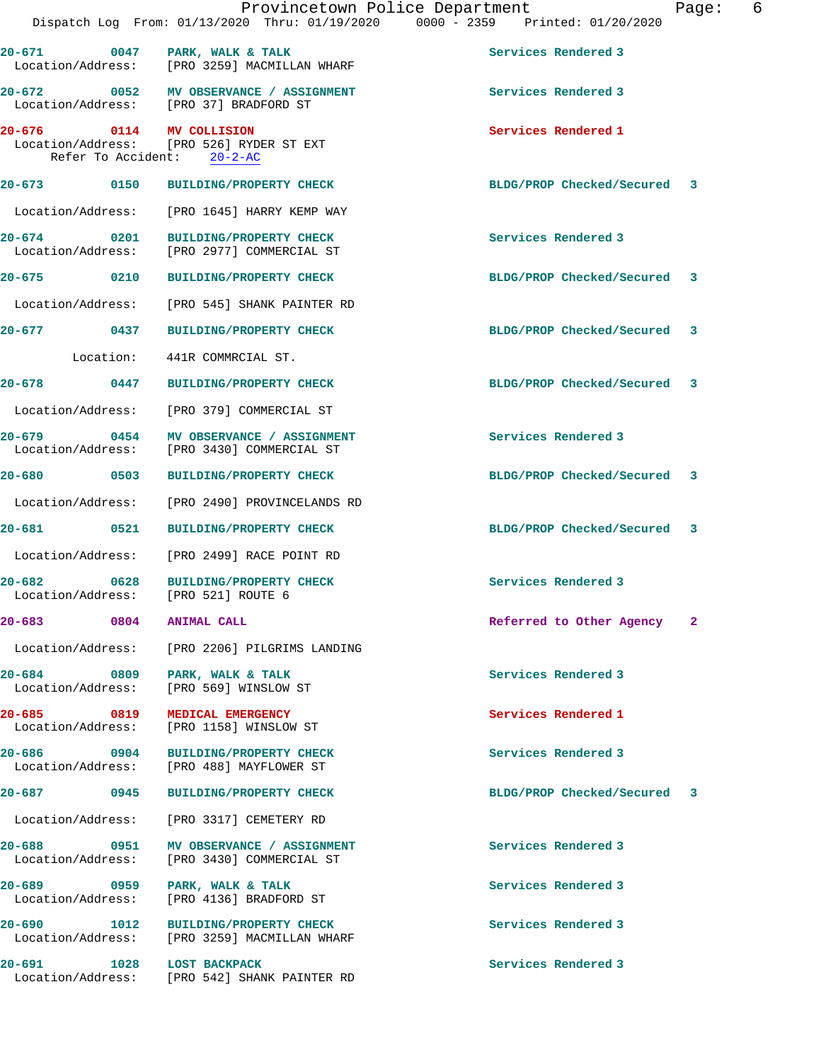20-671 0047 PARK, WALK & TALK Services Rendered 3
Location/Address: [PRO 3259] MACMILLAN WHARF

20-672 0052 MV OBSERVANCE / ASSIGNMENT Services Rendered 3
Location/Address: [PRO 37] BRADFORD ST

20-676 0114 MV COLLISION Services Rendered 1
Location/Address: [PRO 526] RYDER ST EXT
Refer To Accident: 20-2-AC

20-673 0150 BUILDING/PROPERTY CHECK BLDG/PROP Checked/Secured 3
Location/Address: [PRO 1645] HARRY KEMP WAY

20-674 0201 BUILDING/PROPERTY CHECK Services Rendered 3
Location/Address: [PRO 2977] COMMERCIAL ST

20-675 0210 BUILDING/PROPERTY CHECK BLDG/PROP Checked/Secured 3
Location/Address: [PRO 545] SHANK PAINTER RD

20-677 0437 BUILDING/PROPERTY CHECK BLDG/PROP Checked/Secured 3
Location: 441R COMMRCIAL ST.

20-678 0447 BUILDING/PROPERTY CHECK BLDG/PROP Checked/Secured 3
Location/Address: [PRO 379] COMMERCIAL ST

20-679 0454 MV OBSERVANCE / ASSIGNMENT Services Rendered 3
Location/Address: [PRO 3430] COMMERCIAL ST

20-680 0503 BUILDING/PROPERTY CHECK BLDG/PROP Checked/Secured 3
Location/Address: [PRO 2490] PROVINCELANDS RD

20-681 0521 BUILDING/PROPERTY CHECK BLDG/PROP Checked/Secured 3
Location/Address: [PRO 2499] RACE POINT RD

20-682 0628 BUILDING/PROPERTY CHECK Services Rendered 3
Location/Address: [PRO 521] ROUTE 6

20-683 0804 ANIMAL CALL Referred to Other Agency 2
Location/Address: [PRO 2206] PILGRIMS LANDING

20-684 0809 PARK, WALK & TALK Services Rendered 3
Location/Address: [PRO 569] WINSLOW ST

20-685 0819 MEDICAL EMERGENCY Services Rendered 1
Location/Address: [PRO 1158] WINSLOW ST

20-686 0904 BUILDING/PROPERTY CHECK Services Rendered 3
Location/Address: [PRO 488] MAYFLOWER ST

20-687 0945 BUILDING/PROPERTY CHECK BLDG/PROP Checked/Secured 3
Location/Address: [PRO 3317] CEMETERY RD

20-688 0951 MV OBSERVANCE / ASSIGNMENT Services Rendered 3
Location/Address: [PRO 3430] COMMERCIAL ST

20-689 0959 PARK, WALK & TALK Services Rendered 3
Location/Address: [PRO 4136] BRADFORD ST

20-690 1012 BUILDING/PROPERTY CHECK Services Rendered 3
Location/Address: [PRO 3259] MACMILLAN WHARF

20-691 1028 LOST BACKPACK Services Rendered 3
Location/Address: [PRO 542] SHANK PAINTER RD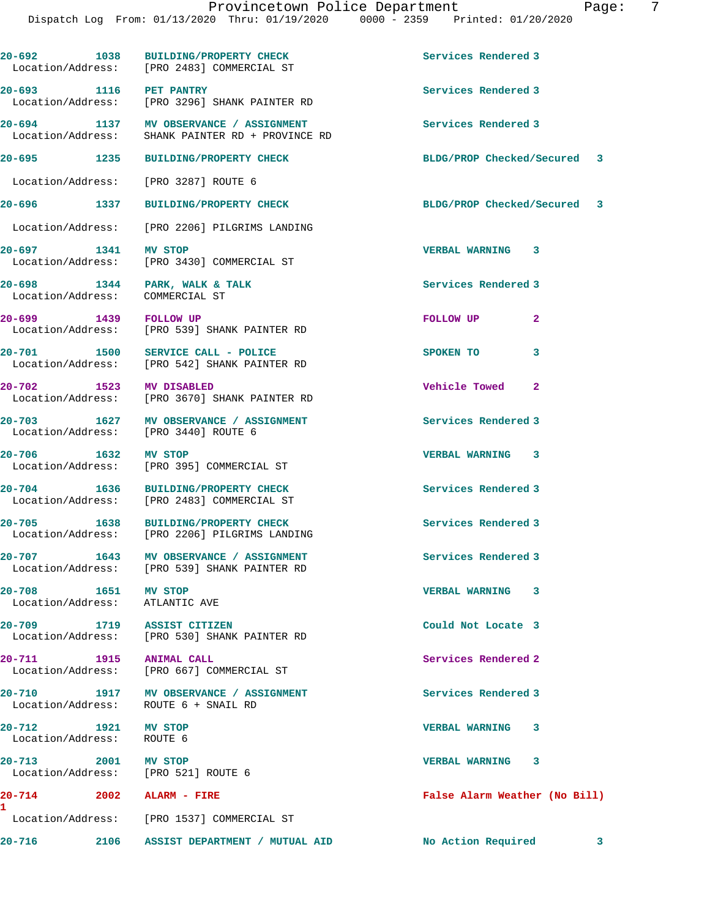20-692 1038 BUILDING/PROPERTY CHECK Services Rendered 3
Location/Address: [PRO 2483] COMMERCIAL ST

20-693 1116 PET PANTRY Services Rendered 3
Location/Address: [PRO 3296] SHANK PAINTER RD

20-694 1137 MV OBSERVANCE / ASSIGNMENT Services Rendered 3
Location/Address: SHANK PAINTER RD + PROVINCE RD

20-695 1235 BUILDING/PROPERTY CHECK BLDG/PROP Checked/Secured 3
Location/Address: [PRO 3287] ROUTE 6

20-696 1337 BUILDING/PROPERTY CHECK BLDG/PROP Checked/Secured 3
Location/Address: [PRO 2206] PILGRIMS LANDING

20-697 1341 MV STOP VERBAL WARNING 3
Location/Address: [PRO 3430] COMMERCIAL ST

20-698 1344 PARK, WALK & TALK Services Rendered 3
Location/Address: COMMERCIAL ST

20-699 1439 FOLLOW UP FOLLOW UP 2
Location/Address: [PRO 539] SHANK PAINTER RD

20-701 1500 SERVICE CALL - POLICE SPOKEN TO 3
Location/Address: [PRO 542] SHANK PAINTER RD

20-702 1523 MV DISABLED Vehicle Towed 2
Location/Address: [PRO 3670] SHANK PAINTER RD

20-703 1627 MV OBSERVANCE / ASSIGNMENT Services Rendered 3
Location/Address: [PRO 3440] ROUTE 6

20-706 1632 MV STOP VERBAL WARNING 3
Location/Address: [PRO 395] COMMERCIAL ST

20-704 1636 BUILDING/PROPERTY CHECK Services Rendered 3
Location/Address: [PRO 2483] COMMERCIAL ST

20-705 1638 BUILDING/PROPERTY CHECK Services Rendered 3
Location/Address: [PRO 2206] PILGRIMS LANDING

20-707 1643 MV OBSERVANCE / ASSIGNMENT Services Rendered 3
Location/Address: [PRO 539] SHANK PAINTER RD

20-708 1651 MV STOP VERBAL WARNING 3
Location/Address: ATLANTIC AVE

20-709 1719 ASSIST CITIZEN Could Not Locate 3
Location/Address: [PRO 530] SHANK PAINTER RD

20-711 1915 ANIMAL CALL Services Rendered 2
Location/Address: [PRO 667] COMMERCIAL ST

20-710 1917 MV OBSERVANCE / ASSIGNMENT Services Rendered 3
Location/Address: ROUTE 6 + SNAIL RD

20-712 1921 MV STOP VERBAL WARNING 3
Location/Address: ROUTE 6

20-713 2001 MV STOP VERBAL WARNING 3
Location/Address: [PRO 521] ROUTE 6

20-714 2002 ALARM - FIRE False Alarm Weather (No Bill) 1
Location/Address: [PRO 1537] COMMERCIAL ST

20-716 2106 ASSIST DEPARTMENT / MUTUAL AID No Action Required 3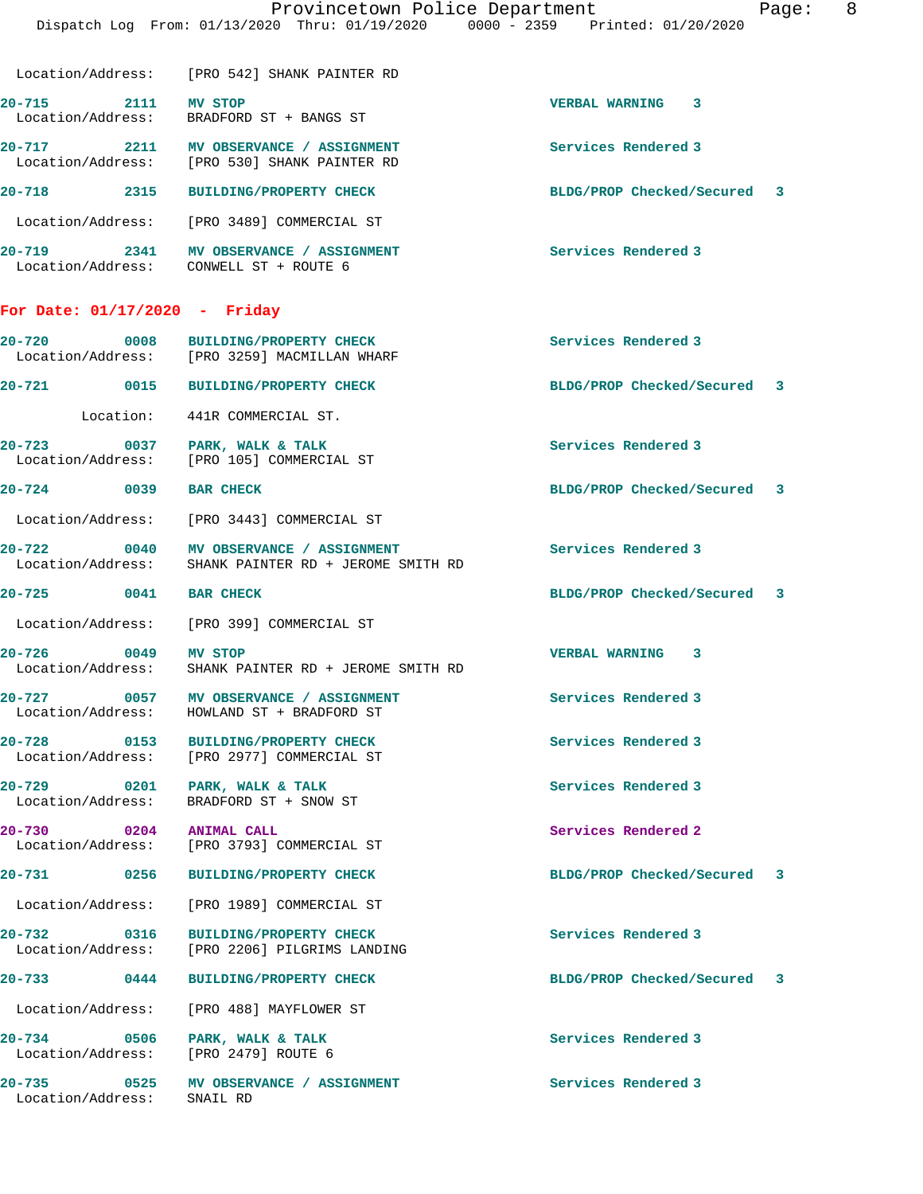Location/Address: [PRO 542] SHANK PAINTER RD

**20-715 2111 MV STOP** — VERBAL WARNING 3
Location/Address: BRADFORD ST + BANGS ST

**20-717 2211 MV OBSERVANCE / ASSIGNMENT** — Services Rendered 3
Location/Address: [PRO 530] SHANK PAINTER RD

**20-718 2315 BUILDING/PROPERTY CHECK** — BLDG/PROP Checked/Secured 3
Location/Address: [PRO 3489] COMMERCIAL ST

**20-719 2341 MV OBSERVANCE / ASSIGNMENT** — Services Rendered 3
Location/Address: CONWELL ST + ROUTE 6

## For Date: 01/17/2020 - Friday

**20-720 0008 BUILDING/PROPERTY CHECK** — Services Rendered 3
Location/Address: [PRO 3259] MACMILLAN WHARF

**20-721 0015 BUILDING/PROPERTY CHECK** — BLDG/PROP Checked/Secured 3
Location: 441R COMMERCIAL ST.

**20-723 0037 PARK, WALK & TALK** — Services Rendered 3
Location/Address: [PRO 105] COMMERCIAL ST

**20-724 0039 BAR CHECK** — BLDG/PROP Checked/Secured 3
Location/Address: [PRO 3443] COMMERCIAL ST

**20-722 0040 MV OBSERVANCE / ASSIGNMENT** — Services Rendered 3
Location/Address: SHANK PAINTER RD + JEROME SMITH RD

**20-725 0041 BAR CHECK** — BLDG/PROP Checked/Secured 3
Location/Address: [PRO 399] COMMERCIAL ST

**20-726 0049 MV STOP** — VERBAL WARNING 3
Location/Address: SHANK PAINTER RD + JEROME SMITH RD

**20-727 0057 MV OBSERVANCE / ASSIGNMENT** — Services Rendered 3
Location/Address: HOWLAND ST + BRADFORD ST

**20-728 0153 BUILDING/PROPERTY CHECK** — Services Rendered 3
Location/Address: [PRO 2977] COMMERCIAL ST

**20-729 0201 PARK, WALK & TALK** — Services Rendered 3
Location/Address: BRADFORD ST + SNOW ST

**20-730 0204 ANIMAL CALL** — Services Rendered 2
Location/Address: [PRO 3793] COMMERCIAL ST

**20-731 0256 BUILDING/PROPERTY CHECK** — BLDG/PROP Checked/Secured 3
Location/Address: [PRO 1989] COMMERCIAL ST

**20-732 0316 BUILDING/PROPERTY CHECK** — Services Rendered 3
Location/Address: [PRO 2206] PILGRIMS LANDING

**20-733 0444 BUILDING/PROPERTY CHECK** — BLDG/PROP Checked/Secured 3
Location/Address: [PRO 488] MAYFLOWER ST

**20-734 0506 PARK, WALK & TALK** — Services Rendered 3
Location/Address: [PRO 2479] ROUTE 6

**20-735 0525 MV OBSERVANCE / ASSIGNMENT** — Services Rendered 3
Location/Address: SNAIL RD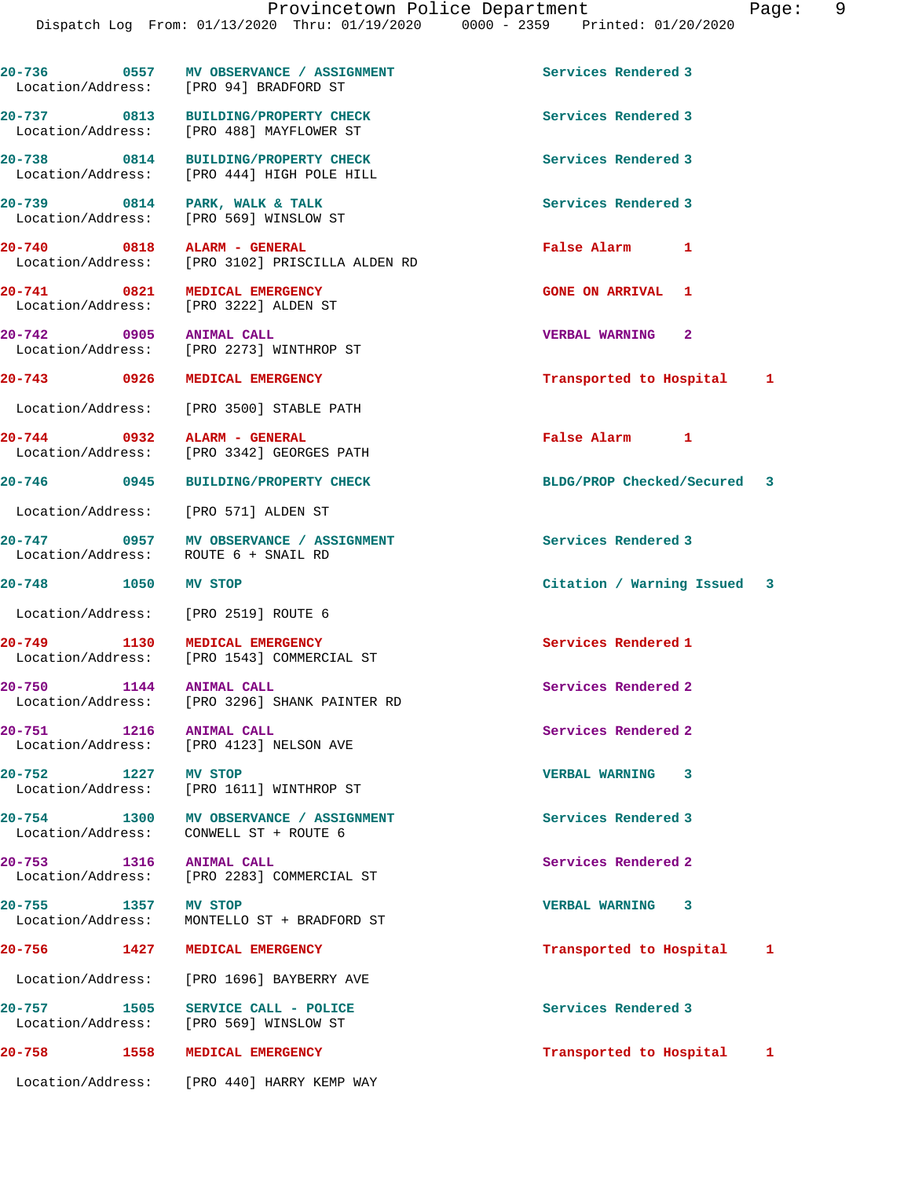20-736 0557 MV OBSERVANCE / ASSIGNMENT Services Rendered 3
Location/Address: [PRO 94] BRADFORD ST

20-737 0813 BUILDING/PROPERTY CHECK Services Rendered 3
Location/Address: [PRO 488] MAYFLOWER ST

20-738 0814 BUILDING/PROPERTY CHECK Services Rendered 3
Location/Address: [PRO 444] HIGH POLE HILL

20-739 0814 PARK, WALK & TALK Services Rendered 3
Location/Address: [PRO 569] WINSLOW ST

20-740 0818 ALARM - GENERAL False Alarm 1
Location/Address: [PRO 3102] PRISCILLA ALDEN RD

20-741 0821 MEDICAL EMERGENCY GONE ON ARRIVAL 1
Location/Address: [PRO 3222] ALDEN ST

20-742 0905 ANIMAL CALL VERBAL WARNING 2
Location/Address: [PRO 2273] WINTHROP ST

20-743 0926 MEDICAL EMERGENCY Transported to Hospital 1
Location/Address: [PRO 3500] STABLE PATH

20-744 0932 ALARM - GENERAL False Alarm 1
Location/Address: [PRO 3342] GEORGES PATH

20-746 0945 BUILDING/PROPERTY CHECK BLDG/PROP Checked/Secured 3
Location/Address: [PRO 571] ALDEN ST

20-747 0957 MV OBSERVANCE / ASSIGNMENT Services Rendered 3
Location/Address: ROUTE 6 + SNAIL RD

20-748 1050 MV STOP Citation / Warning Issued 3
Location/Address: [PRO 2519] ROUTE 6

20-749 1130 MEDICAL EMERGENCY Services Rendered 1
Location/Address: [PRO 1543] COMMERCIAL ST

20-750 1144 ANIMAL CALL Services Rendered 2
Location/Address: [PRO 3296] SHANK PAINTER RD

20-751 1216 ANIMAL CALL Services Rendered 2
Location/Address: [PRO 4123] NELSON AVE

20-752 1227 MV STOP VERBAL WARNING 3
Location/Address: [PRO 1611] WINTHROP ST

20-754 1300 MV OBSERVANCE / ASSIGNMENT Services Rendered 3
Location/Address: CONWELL ST + ROUTE 6

20-753 1316 ANIMAL CALL Services Rendered 2
Location/Address: [PRO 2283] COMMERCIAL ST

20-755 1357 MV STOP VERBAL WARNING 3
Location/Address: MONTELLO ST + BRADFORD ST

20-756 1427 MEDICAL EMERGENCY Transported to Hospital 1
Location/Address: [PRO 1696] BAYBERRY AVE

20-757 1505 SERVICE CALL - POLICE Services Rendered 3
Location/Address: [PRO 569] WINSLOW ST

20-758 1558 MEDICAL EMERGENCY Transported to Hospital 1
Location/Address: [PRO 440] HARRY KEMP WAY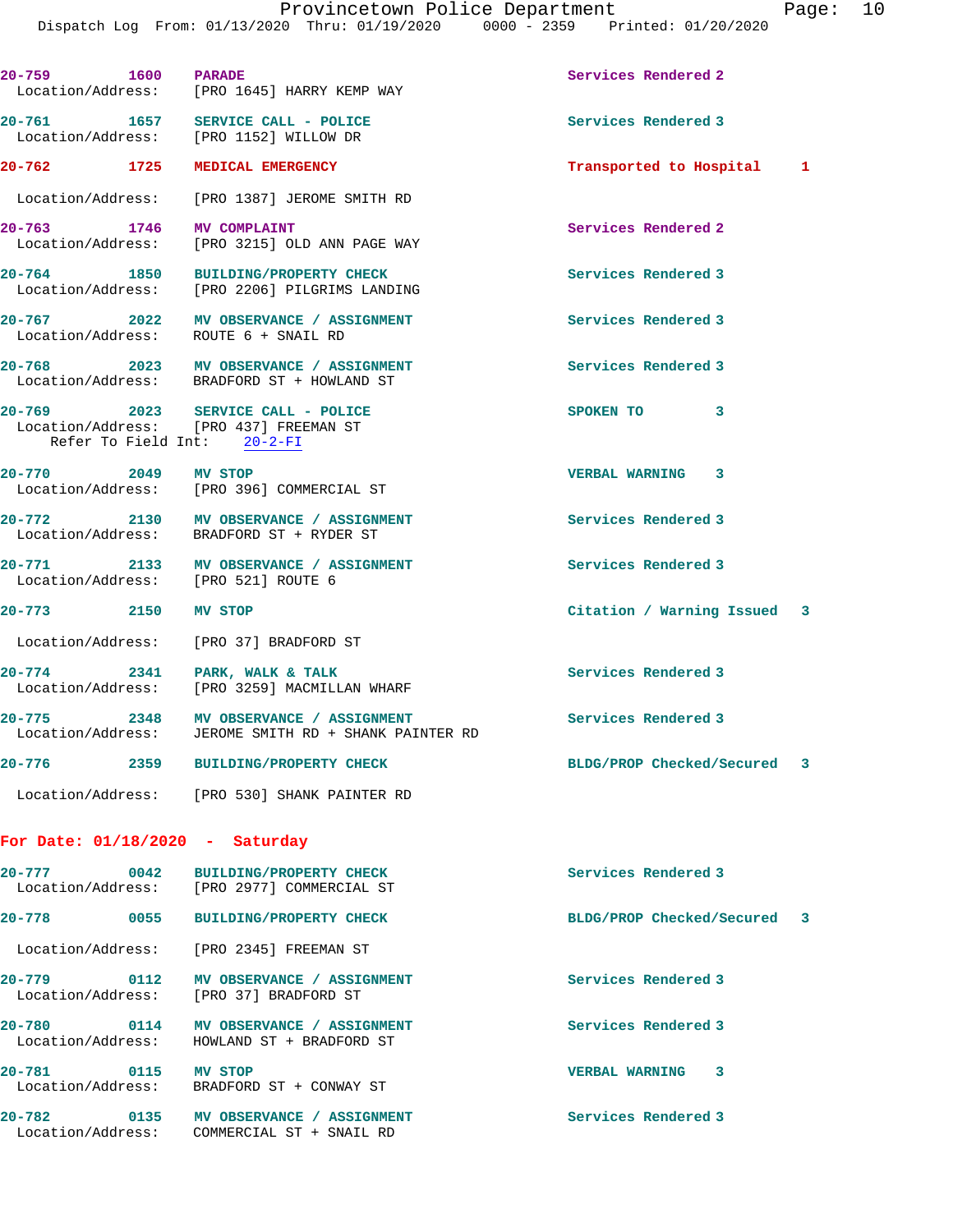20-759 1600 PARADE Services Rendered 2
Location/Address: [PRO 1645] HARRY KEMP WAY

20-761 1657 SERVICE CALL - POLICE Services Rendered 3
Location/Address: [PRO 1152] WILLOW DR

20-762 1725 MEDICAL EMERGENCY Transported to Hospital 1
Location/Address: [PRO 1387] JEROME SMITH RD

20-763 1746 MV COMPLAINT Services Rendered 2
Location/Address: [PRO 3215] OLD ANN PAGE WAY

20-764 1850 BUILDING/PROPERTY CHECK Services Rendered 3
Location/Address: [PRO 2206] PILGRIMS LANDING

20-767 2022 MV OBSERVANCE / ASSIGNMENT Services Rendered 3
Location/Address: ROUTE 6 + SNAIL RD

20-768 2023 MV OBSERVANCE / ASSIGNMENT Services Rendered 3
Location/Address: BRADFORD ST + HOWLAND ST

20-769 2023 SERVICE CALL - POLICE SPOKEN TO 3
Location/Address: [PRO 437] FREEMAN ST
Refer To Field Int: 20-2-FI

20-770 2049 MV STOP VERBAL WARNING 3
Location/Address: [PRO 396] COMMERCIAL ST

20-772 2130 MV OBSERVANCE / ASSIGNMENT Services Rendered 3
Location/Address: BRADFORD ST + RYDER ST

20-771 2133 MV OBSERVANCE / ASSIGNMENT Services Rendered 3
Location/Address: [PRO 521] ROUTE 6

20-773 2150 MV STOP Citation / Warning Issued 3
Location/Address: [PRO 37] BRADFORD ST

20-774 2341 PARK, WALK & TALK Services Rendered 3
Location/Address: [PRO 3259] MACMILLAN WHARF

20-775 2348 MV OBSERVANCE / ASSIGNMENT Services Rendered 3
Location/Address: JEROME SMITH RD + SHANK PAINTER RD

20-776 2359 BUILDING/PROPERTY CHECK BLDG/PROP Checked/Secured 3
Location/Address: [PRO 530] SHANK PAINTER RD

**For Date: 01/18/2020 - Saturday**

20-777 0042 BUILDING/PROPERTY CHECK Services Rendered 3
Location/Address: [PRO 2977] COMMERCIAL ST

20-778 0055 BUILDING/PROPERTY CHECK BLDG/PROP Checked/Secured 3
Location/Address: [PRO 2345] FREEMAN ST

20-779 0112 MV OBSERVANCE / ASSIGNMENT Services Rendered 3
Location/Address: [PRO 37] BRADFORD ST

20-780 0114 MV OBSERVANCE / ASSIGNMENT Services Rendered 3
Location/Address: HOWLAND ST + BRADFORD ST

20-781 0115 MV STOP VERBAL WARNING 3
Location/Address: BRADFORD ST + CONWAY ST

20-782 0135 MV OBSERVANCE / ASSIGNMENT Services Rendered 3
Location/Address: COMMERCIAL ST + SNAIL RD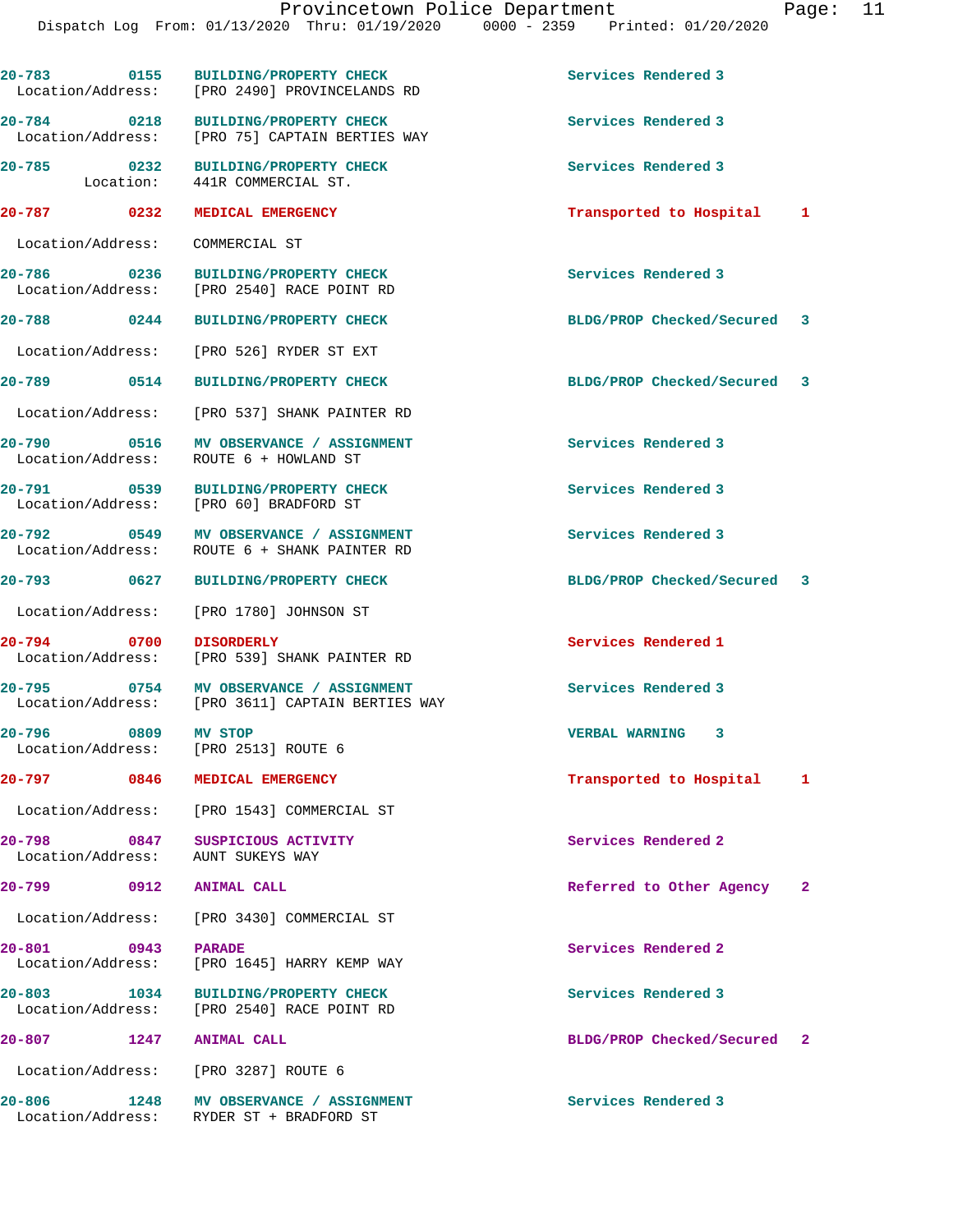| Call # | Time | Call Reason | Action | Priority |
|---|---|---|---|---|
| 20-783 | 0155 | BUILDING/PROPERTY CHECK | Services Rendered | 3 |
| Location/Address: | | [PRO 2490] PROVINCELANDS RD | | |
| 20-784 | 0218 | BUILDING/PROPERTY CHECK | Services Rendered | 3 |
| Location/Address: | | [PRO 75] CAPTAIN BERTIES WAY | | |
| 20-785 | 0232 | BUILDING/PROPERTY CHECK | Services Rendered | 3 |
| Location: | | 441R COMMERCIAL ST. | | |
| 20-787 | 0232 | MEDICAL EMERGENCY | Transported to Hospital | 1 |
| Location/Address: | | COMMERCIAL ST | | |
| 20-786 | 0236 | BUILDING/PROPERTY CHECK | Services Rendered | 3 |
| Location/Address: | | [PRO 2540] RACE POINT RD | | |
| 20-788 | 0244 | BUILDING/PROPERTY CHECK | BLDG/PROP Checked/Secured | 3 |
| Location/Address: | | [PRO 526] RYDER ST EXT | | |
| 20-789 | 0514 | BUILDING/PROPERTY CHECK | BLDG/PROP Checked/Secured | 3 |
| Location/Address: | | [PRO 537] SHANK PAINTER RD | | |
| 20-790 | 0516 | MV OBSERVANCE / ASSIGNMENT | Services Rendered | 3 |
| Location/Address: | | ROUTE 6 + HOWLAND ST | | |
| 20-791 | 0539 | BUILDING/PROPERTY CHECK | Services Rendered | 3 |
| Location/Address: | | [PRO 60] BRADFORD ST | | |
| 20-792 | 0549 | MV OBSERVANCE / ASSIGNMENT | Services Rendered | 3 |
| Location/Address: | | ROUTE 6 + SHANK PAINTER RD | | |
| 20-793 | 0627 | BUILDING/PROPERTY CHECK | BLDG/PROP Checked/Secured | 3 |
| Location/Address: | | [PRO 1780] JOHNSON ST | | |
| 20-794 | 0700 | DISORDERLY | Services Rendered | 1 |
| Location/Address: | | [PRO 539] SHANK PAINTER RD | | |
| 20-795 | 0754 | MV OBSERVANCE / ASSIGNMENT | Services Rendered | 3 |
| Location/Address: | | [PRO 3611] CAPTAIN BERTIES WAY | | |
| 20-796 | 0809 | MV STOP | VERBAL WARNING | 3 |
| Location/Address: | | [PRO 2513] ROUTE 6 | | |
| 20-797 | 0846 | MEDICAL EMERGENCY | Transported to Hospital | 1 |
| Location/Address: | | [PRO 1543] COMMERCIAL ST | | |
| 20-798 | 0847 | SUSPICIOUS ACTIVITY | Services Rendered | 2 |
| Location/Address: | | AUNT SUKEYS WAY | | |
| 20-799 | 0912 | ANIMAL CALL | Referred to Other Agency | 2 |
| Location/Address: | | [PRO 3430] COMMERCIAL ST | | |
| 20-801 | 0943 | PARADE | Services Rendered | 2 |
| Location/Address: | | [PRO 1645] HARRY KEMP WAY | | |
| 20-803 | 1034 | BUILDING/PROPERTY CHECK | Services Rendered | 3 |
| Location/Address: | | [PRO 2540] RACE POINT RD | | |
| 20-807 | 1247 | ANIMAL CALL | BLDG/PROP Checked/Secured | 2 |
| Location/Address: | | [PRO 3287] ROUTE 6 | | |
| 20-806 | 1248 | MV OBSERVANCE / ASSIGNMENT | Services Rendered | 3 |
| Location/Address: | | RYDER ST + BRADFORD ST | | |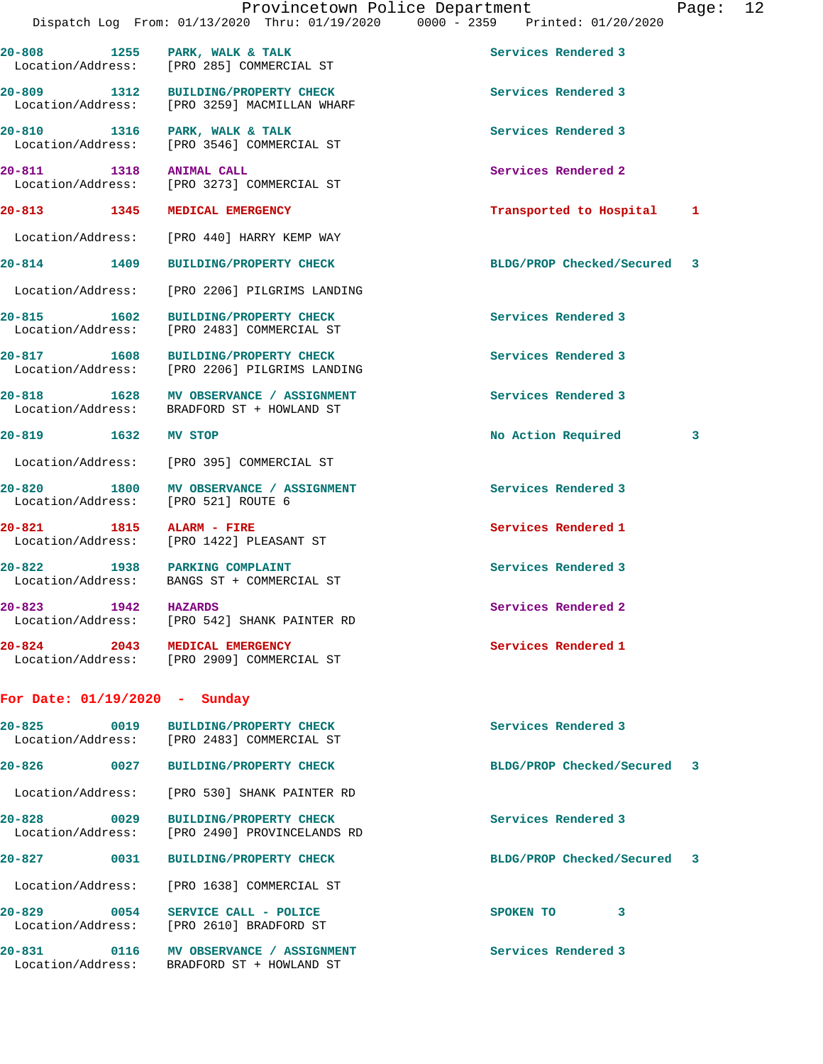| Call # | Time | Call Type | Disposition | Priority |
| --- | --- | --- | --- | --- |
| 20-808 | 1255 | PARK, WALK & TALK | Services Rendered | 3 |
| Location/Address: | | [PRO 285] COMMERCIAL ST | | |
| 20-809 | 1312 | BUILDING/PROPERTY CHECK | Services Rendered | 3 |
| Location/Address: | | [PRO 3259] MACMILLAN WHARF | | |
| 20-810 | 1316 | PARK, WALK & TALK | Services Rendered | 3 |
| Location/Address: | | [PRO 3546] COMMERCIAL ST | | |
| 20-811 | 1318 | ANIMAL CALL | Services Rendered | 2 |
| Location/Address: | | [PRO 3273] COMMERCIAL ST | | |
| 20-813 | 1345 | MEDICAL EMERGENCY | Transported to Hospital | 1 |
| Location/Address: | | [PRO 440] HARRY KEMP WAY | | |
| 20-814 | 1409 | BUILDING/PROPERTY CHECK | BLDG/PROP Checked/Secured | 3 |
| Location/Address: | | [PRO 2206] PILGRIMS LANDING | | |
| 20-815 | 1602 | BUILDING/PROPERTY CHECK | Services Rendered | 3 |
| Location/Address: | | [PRO 2483] COMMERCIAL ST | | |
| 20-817 | 1608 | BUILDING/PROPERTY CHECK | Services Rendered | 3 |
| Location/Address: | | [PRO 2206] PILGRIMS LANDING | | |
| 20-818 | 1628 | MV OBSERVANCE / ASSIGNMENT | Services Rendered | 3 |
| Location/Address: | | BRADFORD ST + HOWLAND ST | | |
| 20-819 | 1632 | MV STOP | No Action Required | 3 |
| Location/Address: | | [PRO 395] COMMERCIAL ST | | |
| 20-820 | 1800 | MV OBSERVANCE / ASSIGNMENT | Services Rendered | 3 |
| Location/Address: | | [PRO 521] ROUTE 6 | | |
| 20-821 | 1815 | ALARM - FIRE | Services Rendered | 1 |
| Location/Address: | | [PRO 1422] PLEASANT ST | | |
| 20-822 | 1938 | PARKING COMPLAINT | Services Rendered | 3 |
| Location/Address: | | BANGS ST + COMMERCIAL ST | | |
| 20-823 | 1942 | HAZARDS | Services Rendered | 2 |
| Location/Address: | | [PRO 542] SHANK PAINTER RD | | |
| 20-824 | 2043 | MEDICAL EMERGENCY | Services Rendered | 1 |
| Location/Address: | | [PRO 2909] COMMERCIAL ST | | |

**For Date: 01/19/2020 - Sunday**

| Call # | Time | Call Type | Disposition | Priority |
| --- | --- | --- | --- | --- |
| 20-825 | 0019 | BUILDING/PROPERTY CHECK | Services Rendered | 3 |
| Location/Address: | | [PRO 2483] COMMERCIAL ST | | |
| 20-826 | 0027 | BUILDING/PROPERTY CHECK | BLDG/PROP Checked/Secured | 3 |
| Location/Address: | | [PRO 530] SHANK PAINTER RD | | |
| 20-828 | 0029 | BUILDING/PROPERTY CHECK | Services Rendered | 3 |
| Location/Address: | | [PRO 2490] PROVINCELANDS RD | | |
| 20-827 | 0031 | BUILDING/PROPERTY CHECK | BLDG/PROP Checked/Secured | 3 |
| Location/Address: | | [PRO 1638] COMMERCIAL ST | | |
| 20-829 | 0054 | SERVICE CALL - POLICE | SPOKEN TO | 3 |
| Location/Address: | | [PRO 2610] BRADFORD ST | | |
| 20-831 | 0116 | MV OBSERVANCE / ASSIGNMENT | Services Rendered | 3 |
| Location/Address: | | BRADFORD ST + HOWLAND ST | | |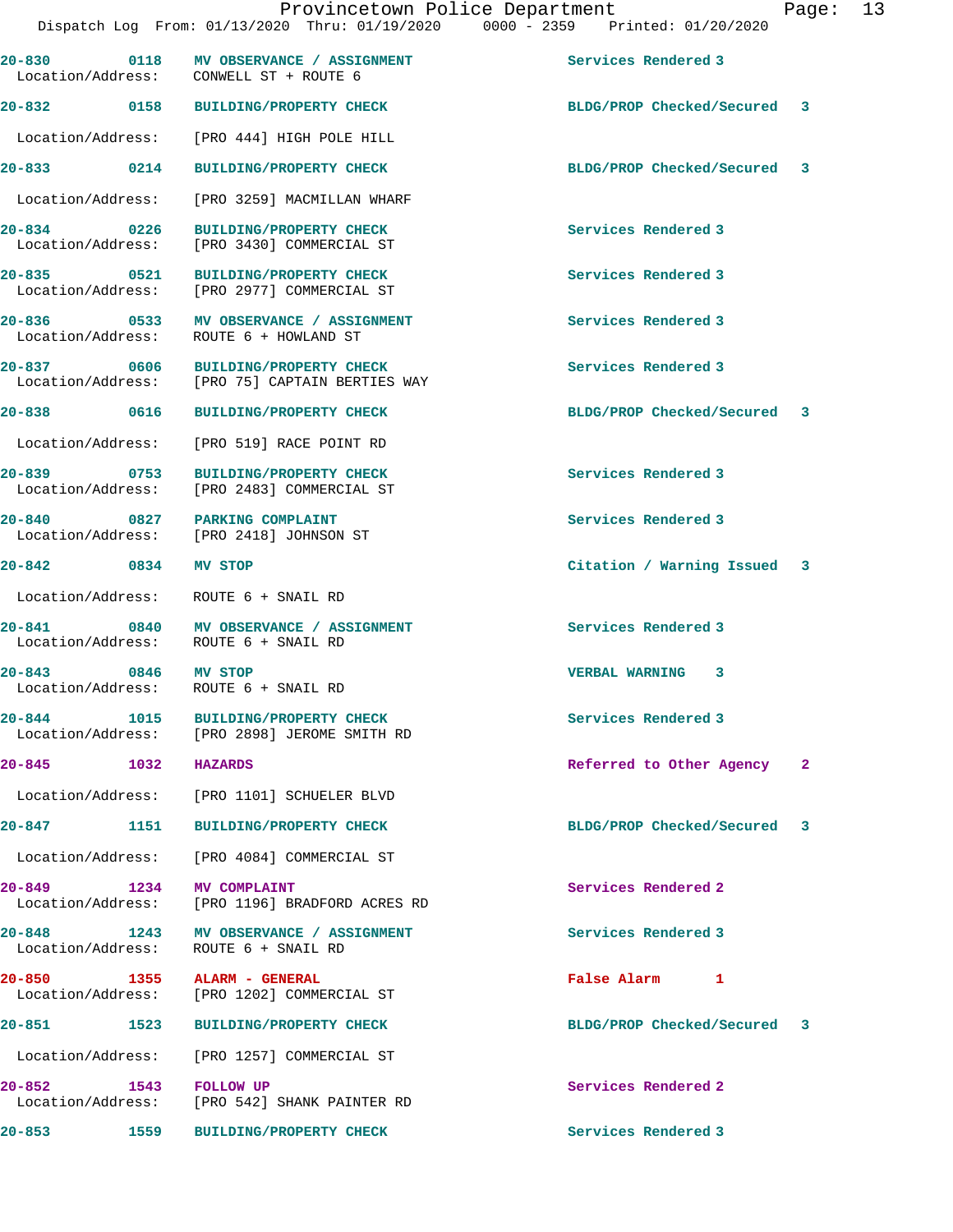| Call # | Time | Call Reason | Action | Priority |
|---|---|---|---|---|
| 20-830 | 0118 | MV OBSERVANCE / ASSIGNMENT | Services Rendered | 3 |
| | | Location/Address: CONWELL ST + ROUTE 6 | | |
| 20-832 | 0158 | BUILDING/PROPERTY CHECK | BLDG/PROP Checked/Secured | 3 |
| | | Location/Address: [PRO 444] HIGH POLE HILL | | |
| 20-833 | 0214 | BUILDING/PROPERTY CHECK | BLDG/PROP Checked/Secured | 3 |
| | | Location/Address: [PRO 3259] MACMILLAN WHARF | | |
| 20-834 | 0226 | BUILDING/PROPERTY CHECK | Services Rendered | 3 |
| | | Location/Address: [PRO 3430] COMMERCIAL ST | | |
| 20-835 | 0521 | BUILDING/PROPERTY CHECK | Services Rendered | 3 |
| | | Location/Address: [PRO 2977] COMMERCIAL ST | | |
| 20-836 | 0533 | MV OBSERVANCE / ASSIGNMENT | Services Rendered | 3 |
| | | Location/Address: ROUTE 6 + HOWLAND ST | | |
| 20-837 | 0606 | BUILDING/PROPERTY CHECK | Services Rendered | 3 |
| | | Location/Address: [PRO 75] CAPTAIN BERTIES WAY | | |
| 20-838 | 0616 | BUILDING/PROPERTY CHECK | BLDG/PROP Checked/Secured | 3 |
| | | Location/Address: [PRO 519] RACE POINT RD | | |
| 20-839 | 0753 | BUILDING/PROPERTY CHECK | Services Rendered | 3 |
| | | Location/Address: [PRO 2483] COMMERCIAL ST | | |
| 20-840 | 0827 | PARKING COMPLAINT | Services Rendered | 3 |
| | | Location/Address: [PRO 2418] JOHNSON ST | | |
| 20-842 | 0834 | MV STOP | Citation / Warning Issued | 3 |
| | | Location/Address: ROUTE 6 + SNAIL RD | | |
| 20-841 | 0840 | MV OBSERVANCE / ASSIGNMENT | Services Rendered | 3 |
| | | Location/Address: ROUTE 6 + SNAIL RD | | |
| 20-843 | 0846 | MV STOP | VERBAL WARNING | 3 |
| | | Location/Address: ROUTE 6 + SNAIL RD | | |
| 20-844 | 1015 | BUILDING/PROPERTY CHECK | Services Rendered | 3 |
| | | Location/Address: [PRO 2898] JEROME SMITH RD | | |
| 20-845 | 1032 | HAZARDS | Referred to Other Agency | 2 |
| | | Location/Address: [PRO 1101] SCHUELER BLVD | | |
| 20-847 | 1151 | BUILDING/PROPERTY CHECK | BLDG/PROP Checked/Secured | 3 |
| | | Location/Address: [PRO 4084] COMMERCIAL ST | | |
| 20-849 | 1234 | MV COMPLAINT | Services Rendered | 2 |
| | | Location/Address: [PRO 1196] BRADFORD ACRES RD | | |
| 20-848 | 1243 | MV OBSERVANCE / ASSIGNMENT | Services Rendered | 3 |
| | | Location/Address: ROUTE 6 + SNAIL RD | | |
| 20-850 | 1355 | ALARM - GENERAL | False Alarm | 1 |
| | | Location/Address: [PRO 1202] COMMERCIAL ST | | |
| 20-851 | 1523 | BUILDING/PROPERTY CHECK | BLDG/PROP Checked/Secured | 3 |
| | | Location/Address: [PRO 1257] COMMERCIAL ST | | |
| 20-852 | 1543 | FOLLOW UP | Services Rendered | 2 |
| | | Location/Address: [PRO 542] SHANK PAINTER RD | | |
| 20-853 | 1559 | BUILDING/PROPERTY CHECK | Services Rendered | 3 |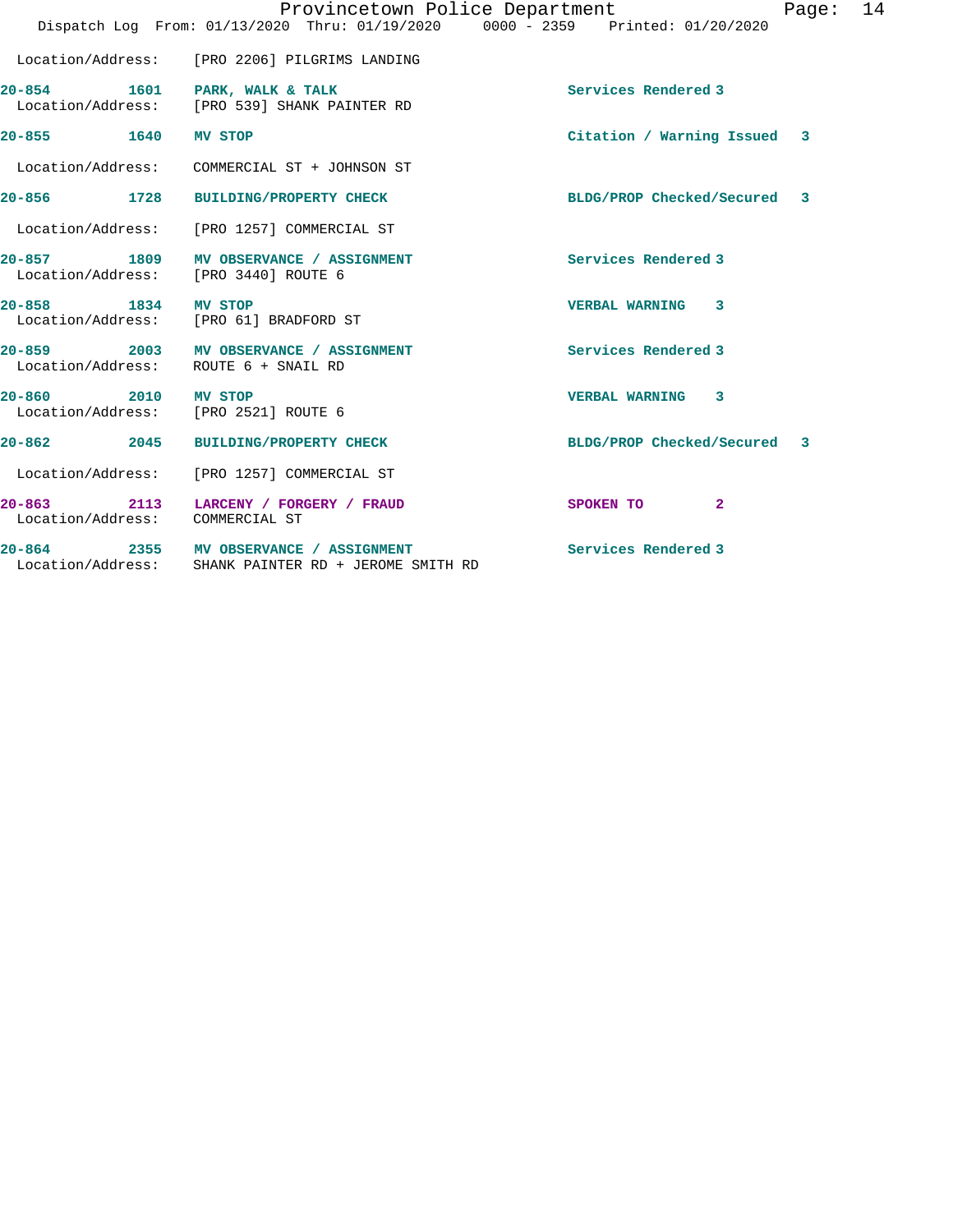Location/Address: [PRO 2206] PILGRIMS LANDING

**20-854 1601 PARK, WALK & TALK** Services Rendered 3
Location/Address: [PRO 539] SHANK PAINTER RD

**20-855 1640 MV STOP** Citation / Warning Issued 3
Location/Address: COMMERCIAL ST + JOHNSON ST

**20-856 1728 BUILDING/PROPERTY CHECK** BLDG/PROP Checked/Secured 3
Location/Address: [PRO 1257] COMMERCIAL ST

**20-857 1809 MV OBSERVANCE / ASSIGNMENT** Services Rendered 3
Location/Address: [PRO 3440] ROUTE 6

**20-858 1834 MV STOP** VERBAL WARNING 3
Location/Address: [PRO 61] BRADFORD ST

**20-859 2003 MV OBSERVANCE / ASSIGNMENT** Services Rendered 3
Location/Address: ROUTE 6 + SNAIL RD

**20-860 2010 MV STOP** VERBAL WARNING 3
Location/Address: [PRO 2521] ROUTE 6

**20-862 2045 BUILDING/PROPERTY CHECK** BLDG/PROP Checked/Secured 3
Location/Address: [PRO 1257] COMMERCIAL ST

**20-863 2113 LARCENY / FORGERY / FRAUD** SPOKEN TO 2
Location/Address: COMMERCIAL ST

**20-864 2355 MV OBSERVANCE / ASSIGNMENT** Services Rendered 3
Location/Address: SHANK PAINTER RD + JEROME SMITH RD